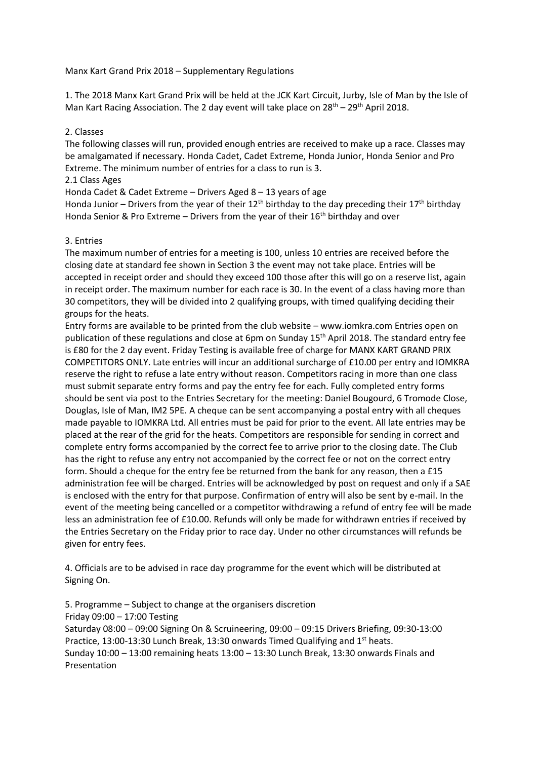# Manx Kart Grand Prix 2018 – Supplementary Regulations

1. The 2018 Manx Kart Grand Prix will be held at the JCK Kart Circuit, Jurby, Isle of Man by the Isle of Man Kart Racing Association. The 2 day event will take place on 28th – 29th April 2018.

2. Classes

The following classes will run, provided enough entries are received to make up a race. Classes may be amalgamated if necessary. Honda Cadet, Cadet Extreme, Honda Junior, Honda Senior and Pro Extreme. The minimum number of entries for a class to run is 3.

2.1 Class Ages

Honda Cadet & Cadet Extreme – Drivers Aged 8 – 13 years of age

Honda Junior – Drivers from the year of their 12th birthday to the day preceding their 17th birthday

Honda Senior & Pro Extreme – Drivers from the year of their 16th birthday and over

3. Entries

The maximum number of entries for a meeting is 100, unless 10 entries are received before the closing date at standard fee shown in Section 3 the event may not take place. Entries will be accepted in receipt order and should they exceed 100 those after this will go on a reserve list, again in receipt order. The maximum number for each race is 30. In the event of a class having more than 30 competitors, they will be divided into 2 qualifying groups, with timed qualifying deciding their groups for the heats.

Entry forms are available to be printed from the club website – www.iomkra.com Entries open on publication of these regulations and close at 6pm on Sunday 15th April 2018. The standard entry fee is £80 for the 2 day event. Friday Testing is available free of charge for MANX KART GRAND PRIX COMPETITORS ONLY. Late entries will incur an additional surcharge of £10.00 per entry and IOMKRA reserve the right to refuse a late entry without reason. Competitors racing in more than one class must submit separate entry forms and pay the entry fee for each. Fully completed entry forms should be sent via post to the Entries Secretary for the meeting: Daniel Bougourd, 6 Tromode Close, Douglas, Isle of Man, IM2 5PE. A cheque can be sent accompanying a postal entry with all cheques made payable to IOMKRA Ltd. All entries must be paid for prior to the event. All late entries may be placed at the rear of the grid for the heats. Competitors are responsible for sending in correct and complete entry forms accompanied by the correct fee to arrive prior to the closing date. The Club has the right to refuse any entry not accompanied by the correct fee or not on the correct entry form. Should a cheque for the entry fee be returned from the bank for any reason, then a £15 administration fee will be charged. Entries will be acknowledged by post on request and only if a SAE is enclosed with the entry for that purpose. Confirmation of entry will also be sent by e-mail. In the event of the meeting being cancelled or a competitor withdrawing a refund of entry fee will be made less an administration fee of £10.00. Refunds will only be made for withdrawn entries if received by the Entries Secretary on the Friday prior to race day. Under no other circumstances will refunds be given for entry fees.

4. Officials are to be advised in race day programme for the event which will be distributed at Signing On.

5. Programme – Subject to change at the organisers discretion

Friday 09:00 – 17:00 Testing

Saturday 08:00 – 09:00 Signing On & Scruineering, 09:00 – 09:15 Drivers Briefing, 09:30-13:00 Practice, 13:00-13:30 Lunch Break, 13:30 onwards Timed Qualifying and 1st heats.

Sunday 10:00 – 13:00 remaining heats 13:00 – 13:30 Lunch Break, 13:30 onwards Finals and Presentation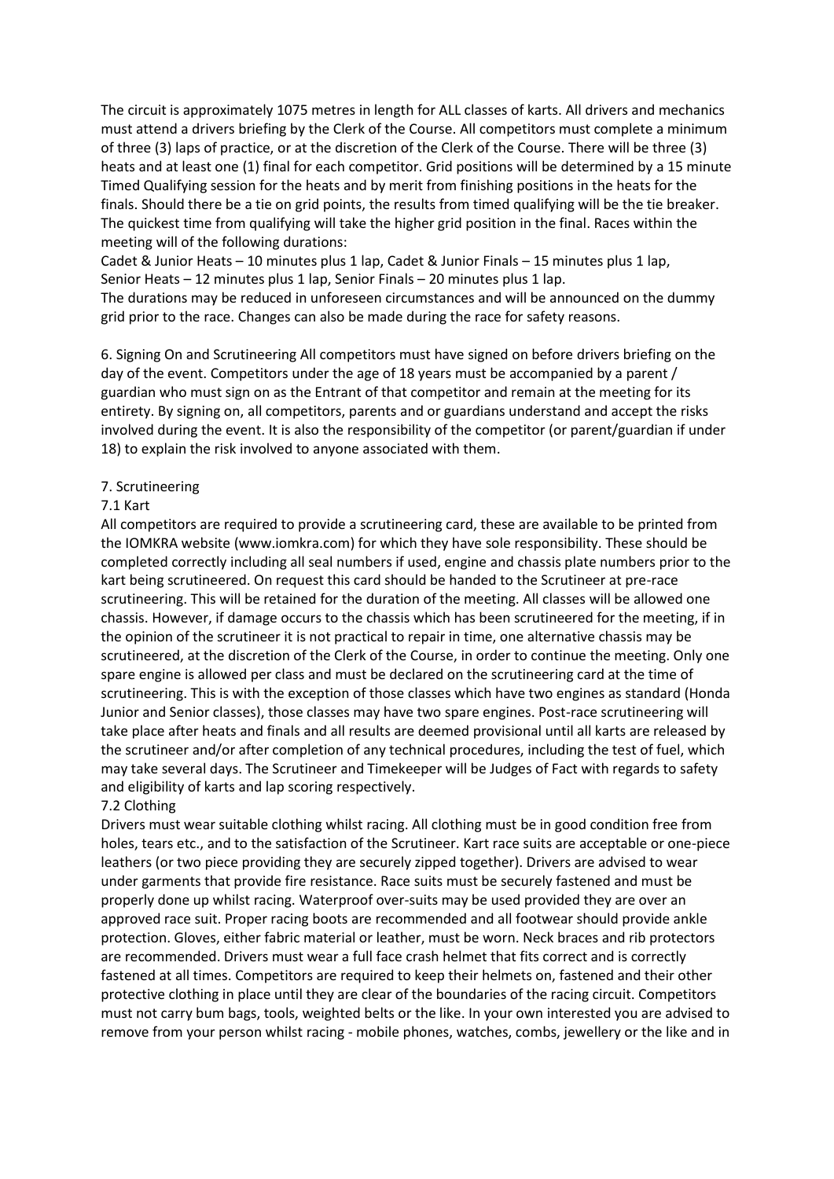The circuit is approximately 1075 metres in length for ALL classes of karts. All drivers and mechanics must attend a drivers briefing by the Clerk of the Course. All competitors must complete a minimum of three (3) laps of practice, or at the discretion of the Clerk of the Course. There will be three (3) heats and at least one (1) final for each competitor. Grid positions will be determined by a 15 minute Timed Qualifying session for the heats and by merit from finishing positions in the heats for the finals. Should there be a tie on grid points, the results from timed qualifying will be the tie breaker. The quickest time from qualifying will take the higher grid position in the final. Races within the meeting will of the following durations:

Cadet & Junior Heats – 10 minutes plus 1 lap, Cadet & Junior Finals – 15 minutes plus 1 lap, Senior Heats – 12 minutes plus 1 lap, Senior Finals – 20 minutes plus 1 lap.

The durations may be reduced in unforeseen circumstances and will be announced on the dummy grid prior to the race. Changes can also be made during the race for safety reasons.

6. Signing On and Scrutineering All competitors must have signed on before drivers briefing on the day of the event. Competitors under the age of 18 years must be accompanied by a parent / guardian who must sign on as the Entrant of that competitor and remain at the meeting for its entirety. By signing on, all competitors, parents and or guardians understand and accept the risks involved during the event. It is also the responsibility of the competitor (or parent/guardian if under 18) to explain the risk involved to anyone associated with them.

7. Scrutineering

7.1 Kart

All competitors are required to provide a scrutineering card, these are available to be printed from the IOMKRA website (www.iomkra.com) for which they have sole responsibility. These should be completed correctly including all seal numbers if used, engine and chassis plate numbers prior to the kart being scrutineered. On request this card should be handed to the Scrutineer at pre-race scrutineering. This will be retained for the duration of the meeting. All classes will be allowed one chassis. However, if damage occurs to the chassis which has been scrutineered for the meeting, if in the opinion of the scrutineer it is not practical to repair in time, one alternative chassis may be scrutineered, at the discretion of the Clerk of the Course, in order to continue the meeting. Only one spare engine is allowed per class and must be declared on the scrutineering card at the time of scrutineering. This is with the exception of those classes which have two engines as standard (Honda Junior and Senior classes), those classes may have two spare engines. Post-race scrutineering will take place after heats and finals and all results are deemed provisional until all karts are released by the scrutineer and/or after completion of any technical procedures, including the test of fuel, which may take several days. The Scrutineer and Timekeeper will be Judges of Fact with regards to safety and eligibility of karts and lap scoring respectively.

7.2 Clothing

Drivers must wear suitable clothing whilst racing. All clothing must be in good condition free from holes, tears etc., and to the satisfaction of the Scrutineer. Kart race suits are acceptable or one-piece leathers (or two piece providing they are securely zipped together). Drivers are advised to wear under garments that provide fire resistance. Race suits must be securely fastened and must be properly done up whilst racing. Waterproof over-suits may be used provided they are over an approved race suit. Proper racing boots are recommended and all footwear should provide ankle protection. Gloves, either fabric material or leather, must be worn. Neck braces and rib protectors are recommended. Drivers must wear a full face crash helmet that fits correct and is correctly fastened at all times. Competitors are required to keep their helmets on, fastened and their other protective clothing in place until they are clear of the boundaries of the racing circuit. Competitors must not carry bum bags, tools, weighted belts or the like. In your own interested you are advised to remove from your person whilst racing - mobile phones, watches, combs, jewellery or the like and in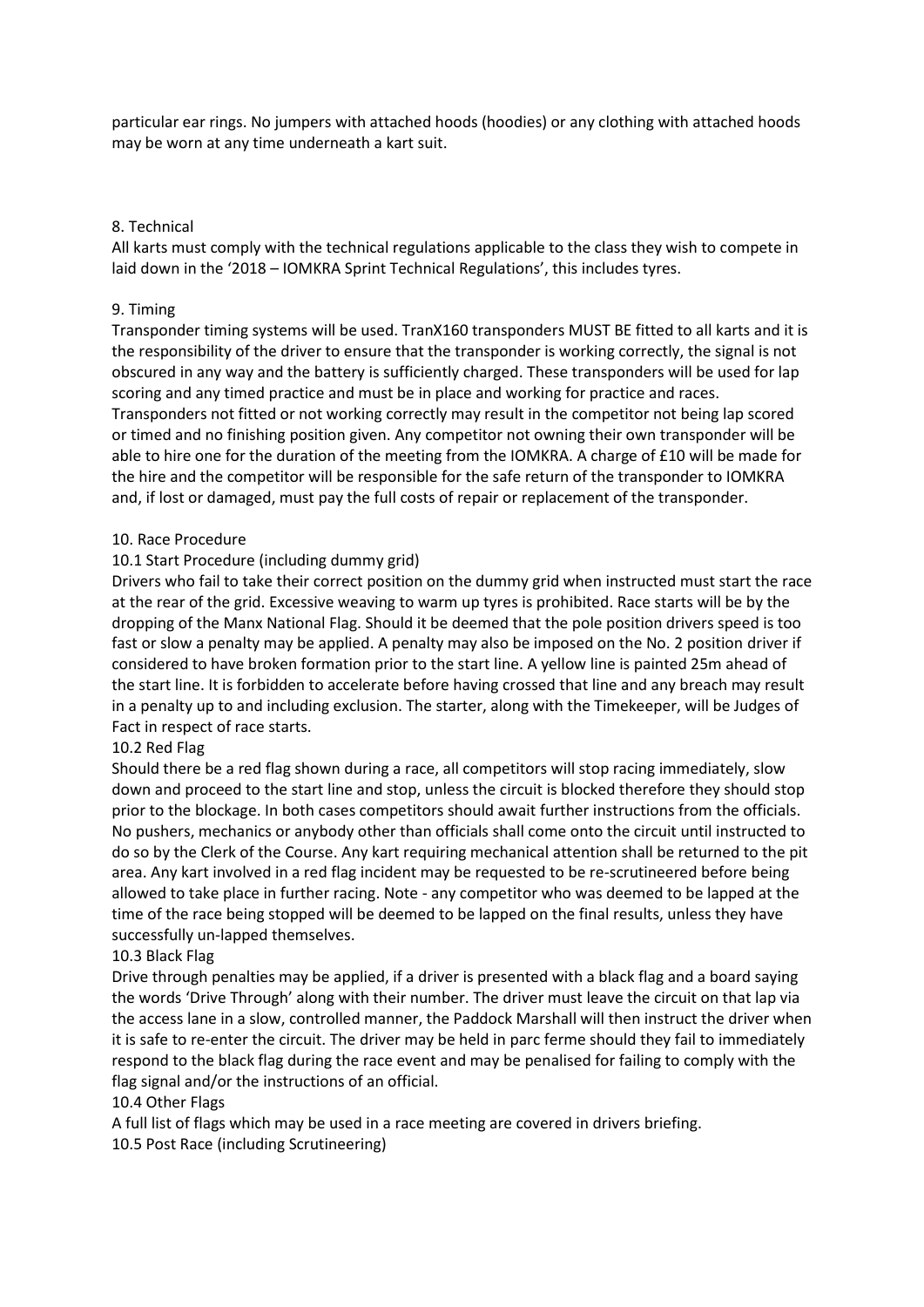particular ear rings. No jumpers with attached hoods (hoodies) or any clothing with attached hoods may be worn at any time underneath a kart suit.

## 8. Technical

All karts must comply with the technical regulations applicable to the class they wish to compete in laid down in the '2018 – IOMKRA Sprint Technical Regulations', this includes tyres.

## 9. Timing

Transponder timing systems will be used. TranX160 transponders MUST BE fitted to all karts and it is the responsibility of the driver to ensure that the transponder is working correctly, the signal is not obscured in any way and the battery is sufficiently charged. These transponders will be used for lap scoring and any timed practice and must be in place and working for practice and races. Transponders not fitted or not working correctly may result in the competitor not being lap scored or timed and no finishing position given. Any competitor not owning their own transponder will be able to hire one for the duration of the meeting from the IOMKRA. A charge of £10 will be made for the hire and the competitor will be responsible for the safe return of the transponder to IOMKRA and, if lost or damaged, must pay the full costs of repair or replacement of the transponder.

## 10. Race Procedure

### 10.1 Start Procedure (including dummy grid)

Drivers who fail to take their correct position on the dummy grid when instructed must start the race at the rear of the grid. Excessive weaving to warm up tyres is prohibited. Race starts will be by the dropping of the Manx National Flag. Should it be deemed that the pole position drivers speed is too fast or slow a penalty may be applied. A penalty may also be imposed on the No. 2 position driver if considered to have broken formation prior to the start line. A yellow line is painted 25m ahead of the start line. It is forbidden to accelerate before having crossed that line and any breach may result in a penalty up to and including exclusion. The starter, along with the Timekeeper, will be Judges of Fact in respect of race starts.

### 10.2 Red Flag

Should there be a red flag shown during a race, all competitors will stop racing immediately, slow down and proceed to the start line and stop, unless the circuit is blocked therefore they should stop prior to the blockage. In both cases competitors should await further instructions from the officials. No pushers, mechanics or anybody other than officials shall come onto the circuit until instructed to do so by the Clerk of the Course. Any kart requiring mechanical attention shall be returned to the pit area. Any kart involved in a red flag incident may be requested to be re-scrutineered before being allowed to take place in further racing. Note - any competitor who was deemed to be lapped at the time of the race being stopped will be deemed to be lapped on the final results, unless they have successfully un-lapped themselves.

### 10.3 Black Flag

Drive through penalties may be applied, if a driver is presented with a black flag and a board saying the words 'Drive Through' along with their number. The driver must leave the circuit on that lap via the access lane in a slow, controlled manner, the Paddock Marshall will then instruct the driver when it is safe to re-enter the circuit. The driver may be held in parc ferme should they fail to immediately respond to the black flag during the race event and may be penalised for failing to comply with the flag signal and/or the instructions of an official.

### 10.4 Other Flags

A full list of flags which may be used in a race meeting are covered in drivers briefing.

### 10.5 Post Race (including Scrutineering)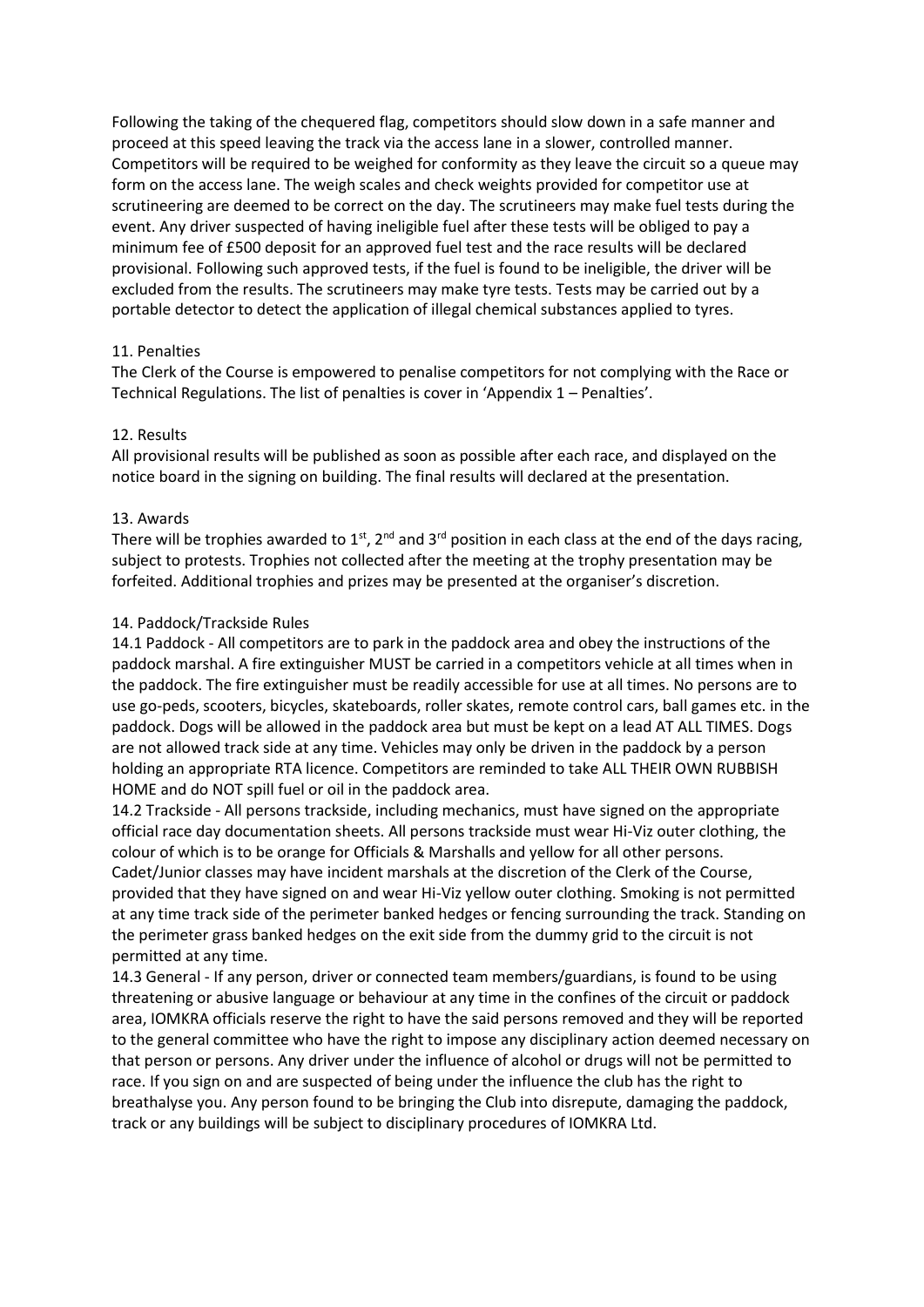Following the taking of the chequered flag, competitors should slow down in a safe manner and proceed at this speed leaving the track via the access lane in a slower, controlled manner. Competitors will be required to be weighed for conformity as they leave the circuit so a queue may form on the access lane. The weigh scales and check weights provided for competitor use at scrutineering are deemed to be correct on the day. The scrutineers may make fuel tests during the event. Any driver suspected of having ineligible fuel after these tests will be obliged to pay a minimum fee of £500 deposit for an approved fuel test and the race results will be declared provisional. Following such approved tests, if the fuel is found to be ineligible, the driver will be excluded from the results. The scrutineers may make tyre tests. Tests may be carried out by a portable detector to detect the application of illegal chemical substances applied to tyres.

## 11. Penalties

The Clerk of the Course is empowered to penalise competitors for not complying with the Race or Technical Regulations. The list of penalties is cover in 'Appendix 1 – Penalties'.

## 12. Results

All provisional results will be published as soon as possible after each race, and displayed on the notice board in the signing on building. The final results will declared at the presentation.

## 13. Awards

There will be trophies awarded to 1st, 2nd and 3rd position in each class at the end of the days racing, subject to protests. Trophies not collected after the meeting at the trophy presentation may be forfeited. Additional trophies and prizes may be presented at the organiser's discretion.

## 14. Paddock/Trackside Rules

14.1 Paddock - All competitors are to park in the paddock area and obey the instructions of the paddock marshal. A fire extinguisher MUST be carried in a competitors vehicle at all times when in the paddock. The fire extinguisher must be readily accessible for use at all times. No persons are to use go-peds, scooters, bicycles, skateboards, roller skates, remote control cars, ball games etc. in the paddock. Dogs will be allowed in the paddock area but must be kept on a lead AT ALL TIMES. Dogs are not allowed track side at any time. Vehicles may only be driven in the paddock by a person holding an appropriate RTA licence. Competitors are reminded to take ALL THEIR OWN RUBBISH HOME and do NOT spill fuel or oil in the paddock area.

14.2 Trackside - All persons trackside, including mechanics, must have signed on the appropriate official race day documentation sheets. All persons trackside must wear Hi-Viz outer clothing, the colour of which is to be orange for Officials & Marshalls and yellow for all other persons. Cadet/Junior classes may have incident marshals at the discretion of the Clerk of the Course, provided that they have signed on and wear Hi-Viz yellow outer clothing. Smoking is not permitted at any time track side of the perimeter banked hedges or fencing surrounding the track. Standing on the perimeter grass banked hedges on the exit side from the dummy grid to the circuit is not permitted at any time.

14.3 General - If any person, driver or connected team members/guardians, is found to be using threatening or abusive language or behaviour at any time in the confines of the circuit or paddock area, IOMKRA officials reserve the right to have the said persons removed and they will be reported to the general committee who have the right to impose any disciplinary action deemed necessary on that person or persons. Any driver under the influence of alcohol or drugs will not be permitted to race. If you sign on and are suspected of being under the influence the club has the right to breathalyse you. Any person found to be bringing the Club into disrepute, damaging the paddock, track or any buildings will be subject to disciplinary procedures of IOMKRA Ltd.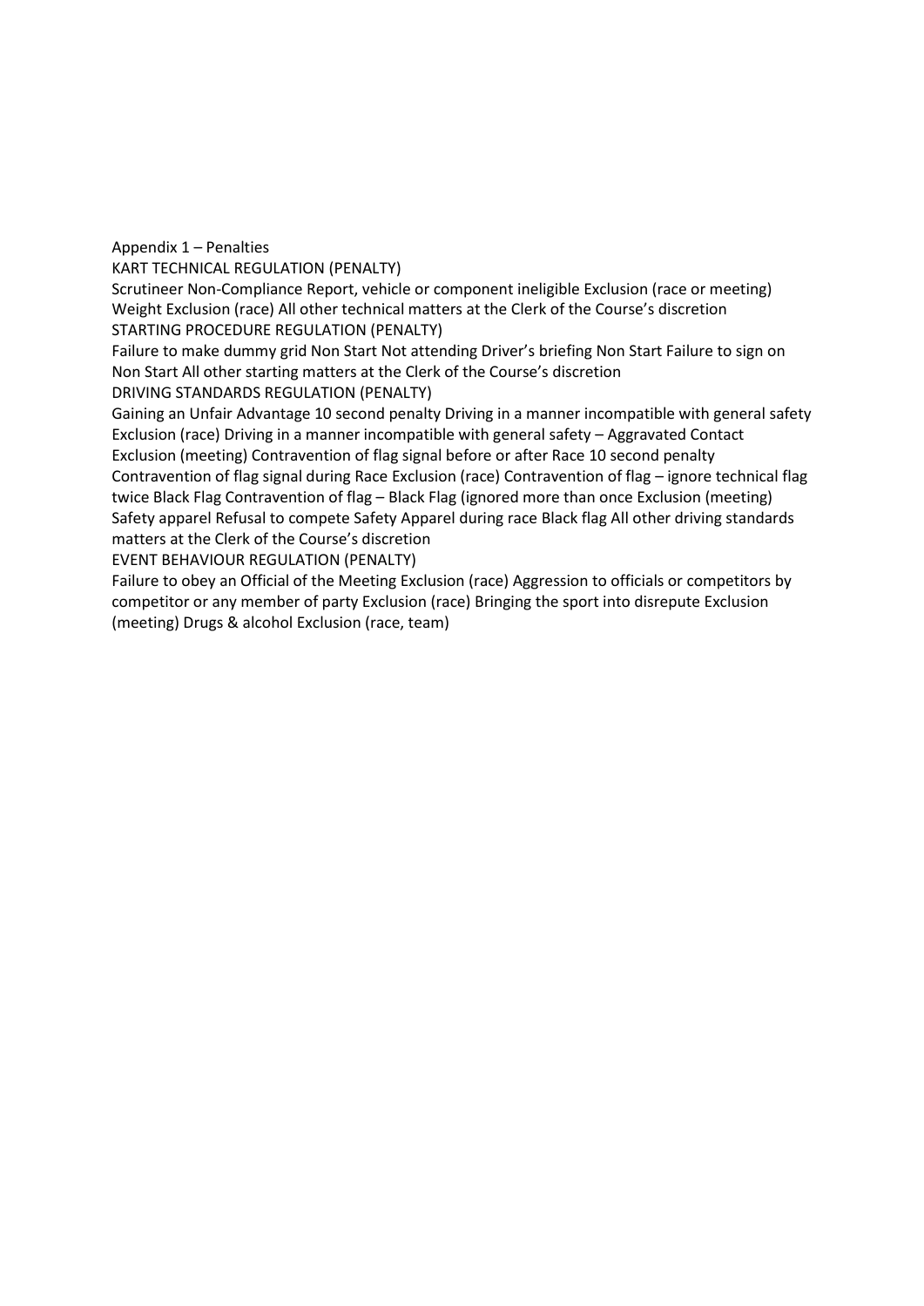Appendix 1 – Penalties

KART TECHNICAL REGULATION (PENALTY)

Scrutineer Non-Compliance Report, vehicle or component ineligible Exclusion (race or meeting) Weight Exclusion (race) All other technical matters at the Clerk of the Course's discretion

STARTING PROCEDURE REGULATION (PENALTY)

Failure to make dummy grid Non Start Not attending Driver's briefing Non Start Failure to sign on Non Start All other starting matters at the Clerk of the Course's discretion

DRIVING STANDARDS REGULATION (PENALTY)

Gaining an Unfair Advantage 10 second penalty Driving in a manner incompatible with general safety Exclusion (race) Driving in a manner incompatible with general safety – Aggravated Contact Exclusion (meeting) Contravention of flag signal before or after Race 10 second penalty Contravention of flag signal during Race Exclusion (race) Contravention of flag – ignore technical flag twice Black Flag Contravention of flag – Black Flag (ignored more than once Exclusion (meeting) Safety apparel Refusal to compete Safety Apparel during race Black flag All other driving standards matters at the Clerk of the Course's discretion

EVENT BEHAVIOUR REGULATION (PENALTY)

Failure to obey an Official of the Meeting Exclusion (race) Aggression to officials or competitors by competitor or any member of party Exclusion (race) Bringing the sport into disrepute Exclusion (meeting) Drugs & alcohol Exclusion (race, team)